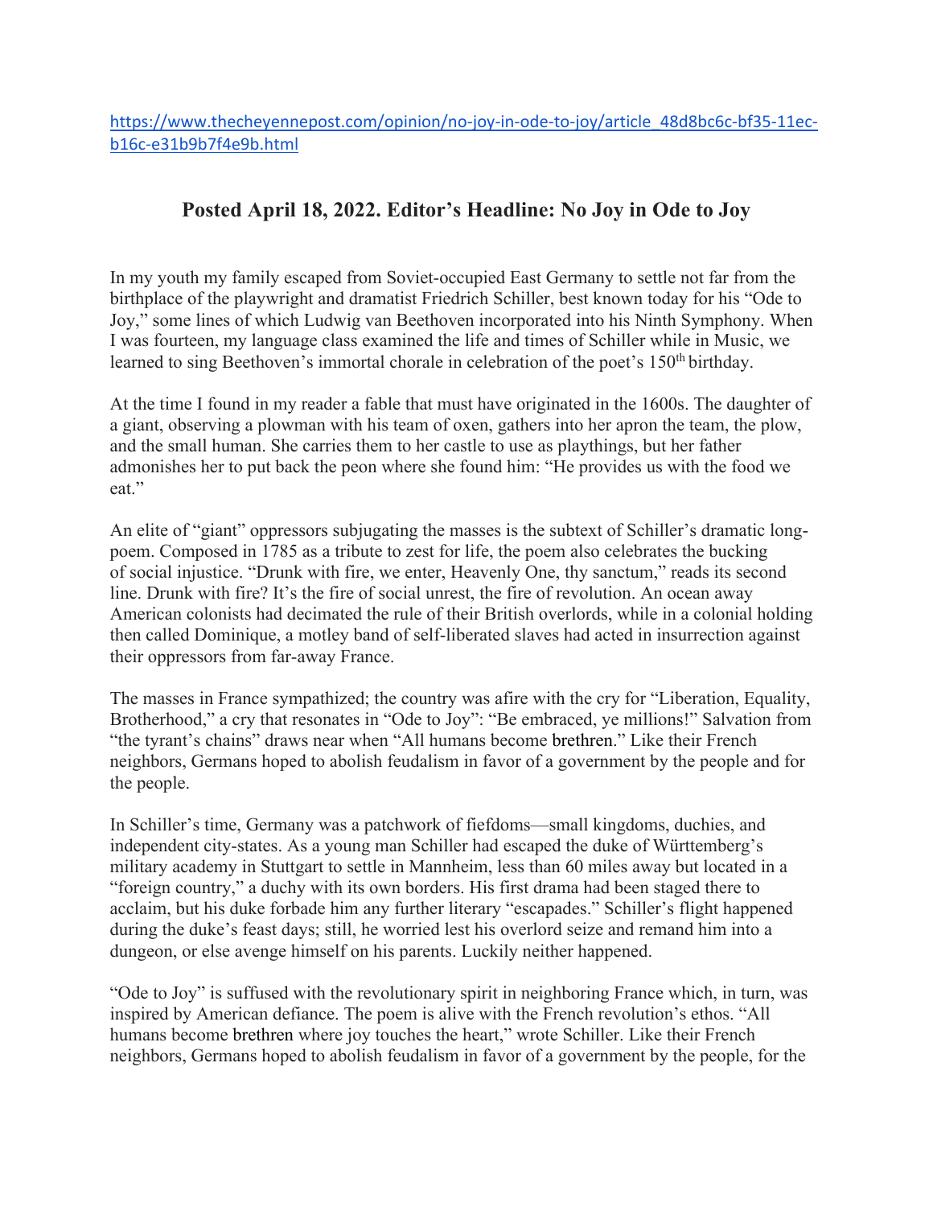https://www.thecheyennepost.com/opinion/no-joy-in-ode-to-joy/article_48d8bc6c-bf35-11ec-b16c-e31b9b7f4e9b.html

## Posted April 18, 2022. Editor's Headline: No Joy in Ode to Joy

In my youth my family escaped from Soviet-occupied East Germany to settle not far from the birthplace of the playwright and dramatist Friedrich Schiller, best known today for his "Ode to Joy," some lines of which Ludwig van Beethoven incorporated into his Ninth Symphony. When I was fourteen, my language class examined the life and times of Schiller while in Music, we learned to sing Beethoven's immortal chorale in celebration of the poet's 150th birthday.

At the time I found in my reader a fable that must have originated in the 1600s. The daughter of a giant, observing a plowman with his team of oxen, gathers into her apron the team, the plow, and the small human. She carries them to her castle to use as playthings, but her father admonishes her to put back the peon where she found him: "He provides us with the food we eat."

An elite of "giant" oppressors subjugating the masses is the subtext of Schiller's dramatic long-poem. Composed in 1785 as a tribute to zest for life, the poem also celebrates the bucking of social injustice. "Drunk with fire, we enter, Heavenly One, thy sanctum," reads its second line. Drunk with fire? It's the fire of social unrest, the fire of revolution. An ocean away American colonists had decimated the rule of their British overlords, while in a colonial holding then called Dominique, a motley band of self-liberated slaves had acted in insurrection against their oppressors from far-away France.

The masses in France sympathized; the country was afire with the cry for "Liberation, Equality, Brotherhood," a cry that resonates in "Ode to Joy": "Be embraced, ye millions!" Salvation from "the tyrant's chains" draws near when "All humans become brethren." Like their French neighbors, Germans hoped to abolish feudalism in favor of a government by the people and for the people.

In Schiller's time, Germany was a patchwork of fiefdoms—small kingdoms, duchies, and independent city-states. As a young man Schiller had escaped the duke of Württemberg's military academy in Stuttgart to settle in Mannheim, less than 60 miles away but located in a "foreign country," a duchy with its own borders. His first drama had been staged there to acclaim, but his duke forbade him any further literary "escapades." Schiller's flight happened during the duke's feast days; still, he worried lest his overlord seize and remand him into a dungeon, or else avenge himself on his parents. Luckily neither happened.

"Ode to Joy" is suffused with the revolutionary spirit in neighboring France which, in turn, was inspired by American defiance. The poem is alive with the French revolution's ethos. "All humans become brethren where joy touches the heart," wrote Schiller. Like their French neighbors, Germans hoped to abolish feudalism in favor of a government by the people, for the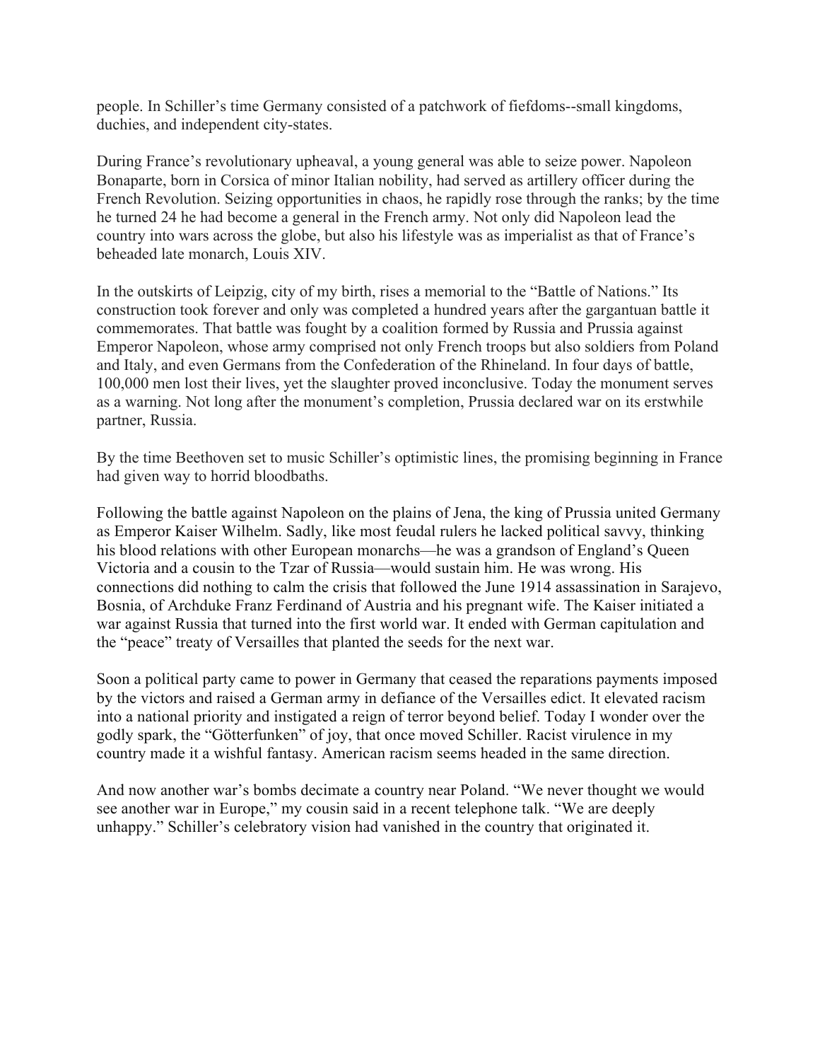people. In Schiller's time Germany consisted of a patchwork of fiefdoms--small kingdoms, duchies, and independent city-states.

During France's revolutionary upheaval, a young general was able to seize power. Napoleon Bonaparte, born in Corsica of minor Italian nobility, had served as artillery officer during the French Revolution. Seizing opportunities in chaos, he rapidly rose through the ranks; by the time he turned 24 he had become a general in the French army. Not only did Napoleon lead the country into wars across the globe, but also his lifestyle was as imperialist as that of France's beheaded late monarch, Louis XIV.

In the outskirts of Leipzig, city of my birth, rises a memorial to the "Battle of Nations." Its construction took forever and only was completed a hundred years after the gargantuan battle it commemorates. That battle was fought by a coalition formed by Russia and Prussia against Emperor Napoleon, whose army comprised not only French troops but also soldiers from Poland and Italy, and even Germans from the Confederation of the Rhineland. In four days of battle, 100,000 men lost their lives, yet the slaughter proved inconclusive. Today the monument serves as a warning. Not long after the monument's completion, Prussia declared war on its erstwhile partner, Russia.

By the time Beethoven set to music Schiller's optimistic lines, the promising beginning in France had given way to horrid bloodbaths.

Following the battle against Napoleon on the plains of Jena, the king of Prussia united Germany as Emperor Kaiser Wilhelm. Sadly, like most feudal rulers he lacked political savvy, thinking his blood relations with other European monarchs—he was a grandson of England's Queen Victoria and a cousin to the Tzar of Russia—would sustain him. He was wrong. His connections did nothing to calm the crisis that followed the June 1914 assassination in Sarajevo, Bosnia, of Archduke Franz Ferdinand of Austria and his pregnant wife. The Kaiser initiated a war against Russia that turned into the first world war. It ended with German capitulation and the "peace" treaty of Versailles that planted the seeds for the next war.

Soon a political party came to power in Germany that ceased the reparations payments imposed by the victors and raised a German army in defiance of the Versailles edict. It elevated racism into a national priority and instigated a reign of terror beyond belief. Today I wonder over the godly spark, the "Götterfunken" of joy, that once moved Schiller. Racist virulence in my country made it a wishful fantasy. American racism seems headed in the same direction.

And now another war's bombs decimate a country near Poland. "We never thought we would see another war in Europe," my cousin said in a recent telephone talk. "We are deeply unhappy." Schiller's celebratory vision had vanished in the country that originated it.